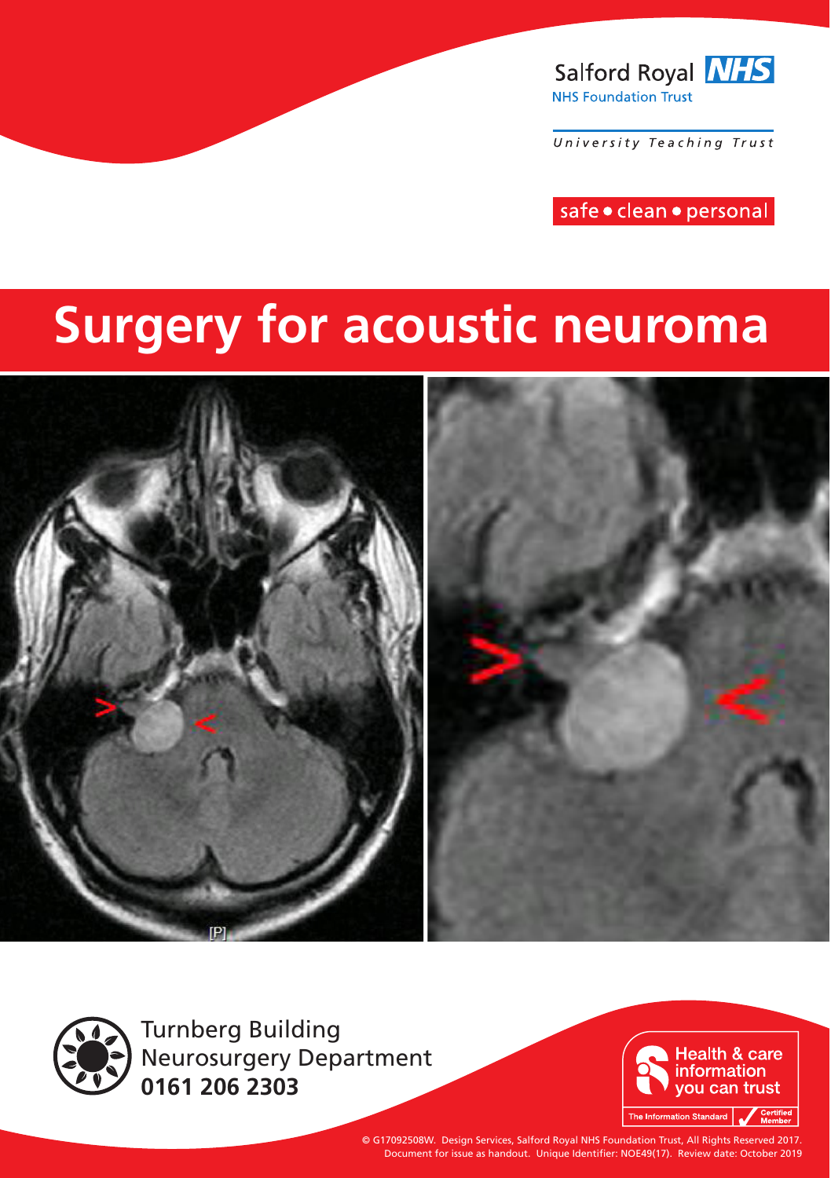Salford Royal NHS

NHS Foundation Trust

University Teaching Trust

safe • clean • personal

# Surgery for acoustic neuroma

Turnberg Building
Neurosurgery Department
**0161 206 2303**

Health & care information you can trust

The Information Standard Certified Member

© G17092508W. Design Services, Salford Royal NHS Foundation Trust, All Rights Reserved 2017.
Document for issue as handout. Unique Identifier: NOE49(17). Review date: October 2019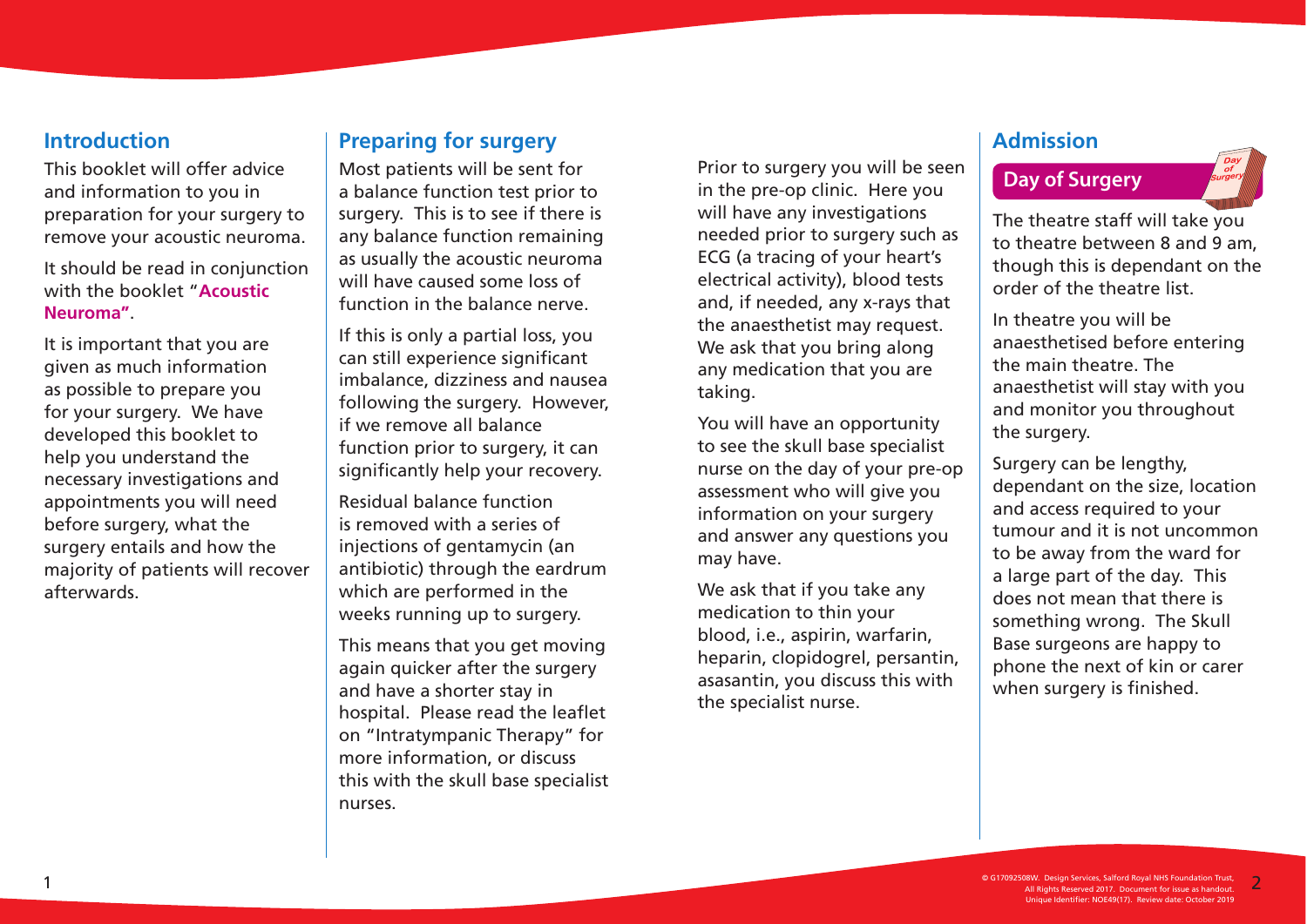## Introduction

This booklet will offer advice and information to you in preparation for your surgery to remove your acoustic neuroma.

It should be read in conjunction with the booklet "**Acoustic Neuroma"**.

It is important that you are given as much information as possible to prepare you for your surgery. We have developed this booklet to help you understand the necessary investigations and appointments you will need before surgery, what the surgery entails and how the majority of patients will recover afterwards.

## Preparing for surgery

Most patients will be sent for a balance function test prior to surgery. This is to see if there is any balance function remaining as usually the acoustic neuroma will have caused some loss of function in the balance nerve.

If this is only a partial loss, you can still experience significant imbalance, dizziness and nausea following the surgery. However, if we remove all balance function prior to surgery, it can significantly help your recovery.

Residual balance function is removed with a series of injections of gentamycin (an antibiotic) through the eardrum which are performed in the weeks running up to surgery.

This means that you get moving again quicker after the surgery and have a shorter stay in hospital. Please read the leaflet on "Intratympanic Therapy" for more information, or discuss this with the skull base specialist nurses.

Prior to surgery you will be seen in the pre-op clinic. Here you will have any investigations needed prior to surgery such as ECG (a tracing of your heart's electrical activity), blood tests and, if needed, any x-rays that the anaesthetist may request. We ask that you bring along any medication that you are taking.

You will have an opportunity to see the skull base specialist nurse on the day of your pre-op assessment who will give you information on your surgery and answer any questions you may have.

We ask that if you take any medication to thin your blood, i.e., aspirin, warfarin, heparin, clopidogrel, persantin, asasantin, you discuss this with the specialist nurse.

## Admission

### Day of Surgery

The theatre staff will take you to theatre between 8 and 9 am, though this is dependant on the order of the theatre list.

In theatre you will be anaesthetised before entering the main theatre. The anaesthetist will stay with you and monitor you throughout the surgery.

Surgery can be lengthy, dependant on the size, location and access required to your tumour and it is not uncommon to be away from the ward for a large part of the day. This does not mean that there is something wrong. The Skull Base surgeons are happy to phone the next of kin or carer when surgery is finished.

© G17092508W. Design Services, Salford Royal NHS Foundation Trust, All Rights Reserved 2017. Document for issue as handout. Unique Identifier: NOE49(17). Review date: October 2019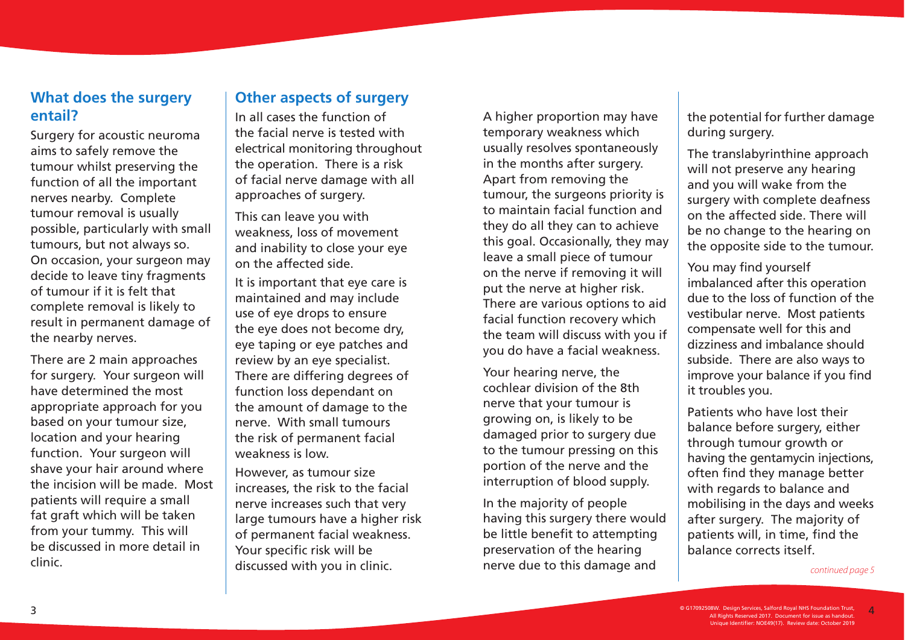## What does the surgery entail?

Surgery for acoustic neuroma aims to safely remove the tumour whilst preserving the function of all the important nerves nearby. Complete tumour removal is usually possible, particularly with small tumours, but not always so. On occasion, your surgeon may decide to leave tiny fragments of tumour if it is felt that complete removal is likely to result in permanent damage of the nearby nerves.

There are 2 main approaches for surgery. Your surgeon will have determined the most appropriate approach for you based on your tumour size, location and your hearing function. Your surgeon will shave your hair around where the incision will be made. Most patients will require a small fat graft which will be taken from your tummy. This will be discussed in more detail in clinic.

## Other aspects of surgery

In all cases the function of the facial nerve is tested with electrical monitoring throughout the operation. There is a risk of facial nerve damage with all approaches of surgery.

This can leave you with weakness, loss of movement and inability to close your eye on the affected side.

It is important that eye care is maintained and may include use of eye drops to ensure the eye does not become dry, eye taping or eye patches and review by an eye specialist. There are differing degrees of function loss dependant on the amount of damage to the nerve. With small tumours the risk of permanent facial weakness is low.

However, as tumour size increases, the risk to the facial nerve increases such that very large tumours have a higher risk of permanent facial weakness. Your specific risk will be discussed with you in clinic.

A higher proportion may have temporary weakness which usually resolves spontaneously in the months after surgery. Apart from removing the tumour, the surgeons priority is to maintain facial function and they do all they can to achieve this goal. Occasionally, they may leave a small piece of tumour on the nerve if removing it will put the nerve at higher risk. There are various options to aid facial function recovery which the team will discuss with you if you do have a facial weakness.

Your hearing nerve, the cochlear division of the 8th nerve that your tumour is growing on, is likely to be damaged prior to surgery due to the tumour pressing on this portion of the nerve and the interruption of blood supply.

In the majority of people having this surgery there would be little benefit to attempting preservation of the hearing nerve due to this damage and the potential for further damage during surgery.

The translabyrinthine approach will not preserve any hearing and you will wake from the surgery with complete deafness on the affected side. There will be no change to the hearing on the opposite side to the tumour.

You may find yourself imbalanced after this operation due to the loss of function of the vestibular nerve. Most patients compensate well for this and dizziness and imbalance should subside. There are also ways to improve your balance if you find it troubles you.

Patients who have lost their balance before surgery, either through tumour growth or having the gentamycin injections, often find they manage better with regards to balance and mobilising in the days and weeks after surgery. The majority of patients will, in time, find the balance corrects itself.

*continued page 5*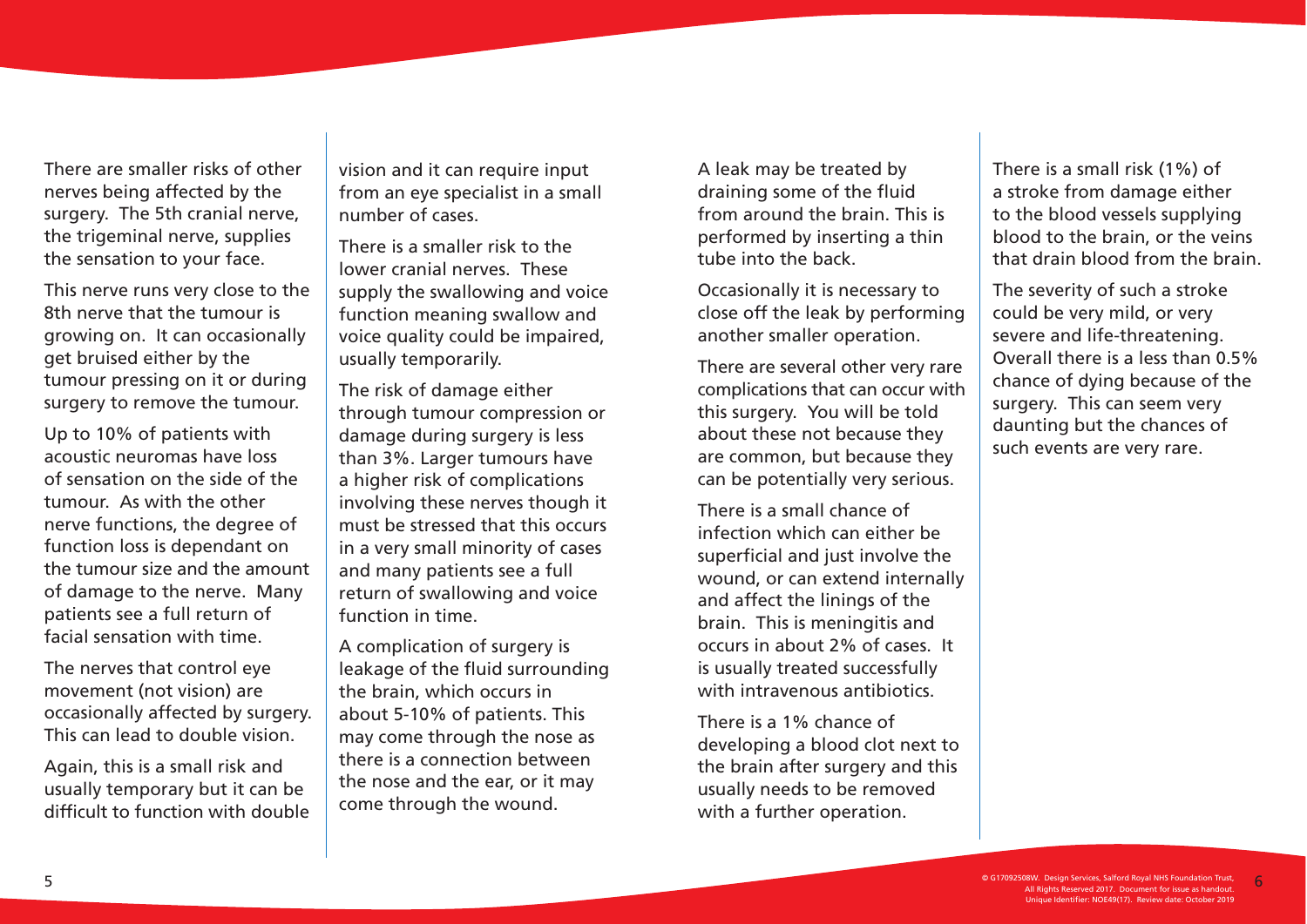There are smaller risks of other nerves being affected by the surgery. The 5th cranial nerve, the trigeminal nerve, supplies the sensation to your face.

This nerve runs very close to the 8th nerve that the tumour is growing on. It can occasionally get bruised either by the tumour pressing on it or during surgery to remove the tumour.

Up to 10% of patients with acoustic neuromas have loss of sensation on the side of the tumour. As with the other nerve functions, the degree of function loss is dependant on the tumour size and the amount of damage to the nerve. Many patients see a full return of facial sensation with time.

The nerves that control eye movement (not vision) are occasionally affected by surgery. This can lead to double vision.

Again, this is a small risk and usually temporary but it can be difficult to function with double vision and it can require input from an eye specialist in a small number of cases.

There is a smaller risk to the lower cranial nerves. These supply the swallowing and voice function meaning swallow and voice quality could be impaired, usually temporarily.

The risk of damage either through tumour compression or damage during surgery is less than 3%. Larger tumours have a higher risk of complications involving these nerves though it must be stressed that this occurs in a very small minority of cases and many patients see a full return of swallowing and voice function in time.

A complication of surgery is leakage of the fluid surrounding the brain, which occurs in about 5-10% of patients. This may come through the nose as there is a connection between the nose and the ear, or it may come through the wound.

A leak may be treated by draining some of the fluid from around the brain. This is performed by inserting a thin tube into the back.

Occasionally it is necessary to close off the leak by performing another smaller operation.

There are several other very rare complications that can occur with this surgery. You will be told about these not because they are common, but because they can be potentially very serious.

There is a small chance of infection which can either be superficial and just involve the wound, or can extend internally and affect the linings of the brain. This is meningitis and occurs in about 2% of cases. It is usually treated successfully with intravenous antibiotics.

There is a 1% chance of developing a blood clot next to the brain after surgery and this usually needs to be removed with a further operation.

There is a small risk (1%) of a stroke from damage either to the blood vessels supplying blood to the brain, or the veins that drain blood from the brain.

The severity of such a stroke could be very mild, or very severe and life-threatening. Overall there is a less than 0.5% chance of dying because of the surgery. This can seem very daunting but the chances of such events are very rare.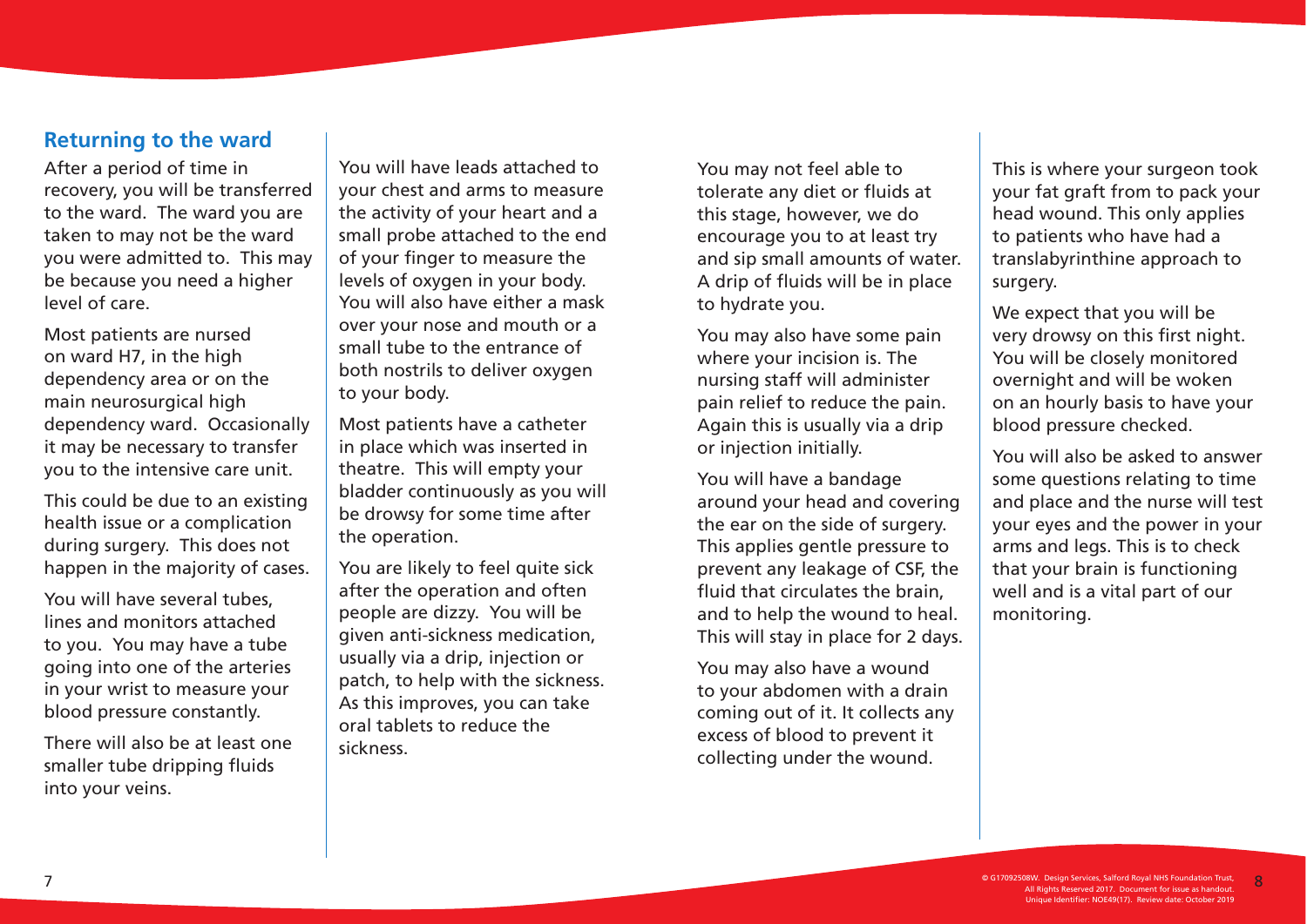## Returning to the ward

After a period of time in recovery, you will be transferred to the ward. The ward you are taken to may not be the ward you were admitted to. This may be because you need a higher level of care.

Most patients are nursed on ward H7, in the high dependency area or on the main neurosurgical high dependency ward. Occasionally it may be necessary to transfer you to the intensive care unit.

This could be due to an existing health issue or a complication during surgery. This does not happen in the majority of cases.

You will have several tubes, lines and monitors attached to you. You may have a tube going into one of the arteries in your wrist to measure your blood pressure constantly.

There will also be at least one smaller tube dripping fluids into your veins.

You will have leads attached to your chest and arms to measure the activity of your heart and a small probe attached to the end of your finger to measure the levels of oxygen in your body. You will also have either a mask over your nose and mouth or a small tube to the entrance of both nostrils to deliver oxygen to your body.

Most patients have a catheter in place which was inserted in theatre. This will empty your bladder continuously as you will be drowsy for some time after the operation.

You are likely to feel quite sick after the operation and often people are dizzy. You will be given anti-sickness medication, usually via a drip, injection or patch, to help with the sickness. As this improves, you can take oral tablets to reduce the sickness.

You may not feel able to tolerate any diet or fluids at this stage, however, we do encourage you to at least try and sip small amounts of water. A drip of fluids will be in place to hydrate you.

You may also have some pain where your incision is. The nursing staff will administer pain relief to reduce the pain. Again this is usually via a drip or injection initially.

You will have a bandage around your head and covering the ear on the side of surgery. This applies gentle pressure to prevent any leakage of CSF, the fluid that circulates the brain, and to help the wound to heal. This will stay in place for 2 days.

You may also have a wound to your abdomen with a drain coming out of it. It collects any excess of blood to prevent it collecting under the wound.

This is where your surgeon took your fat graft from to pack your head wound. This only applies to patients who have had a translabyrinthine approach to surgery.

We expect that you will be very drowsy on this first night. You will be closely monitored overnight and will be woken on an hourly basis to have your blood pressure checked.

You will also be asked to answer some questions relating to time and place and the nurse will test your eyes and the power in your arms and legs. This is to check that your brain is functioning well and is a vital part of our monitoring.

© G17092508W. Design Services, Salford Royal NHS Foundation Trust, All Rights Reserved 2017. Document for issue as handout. Unique Identifier: NOE49(17). Review date: October 2019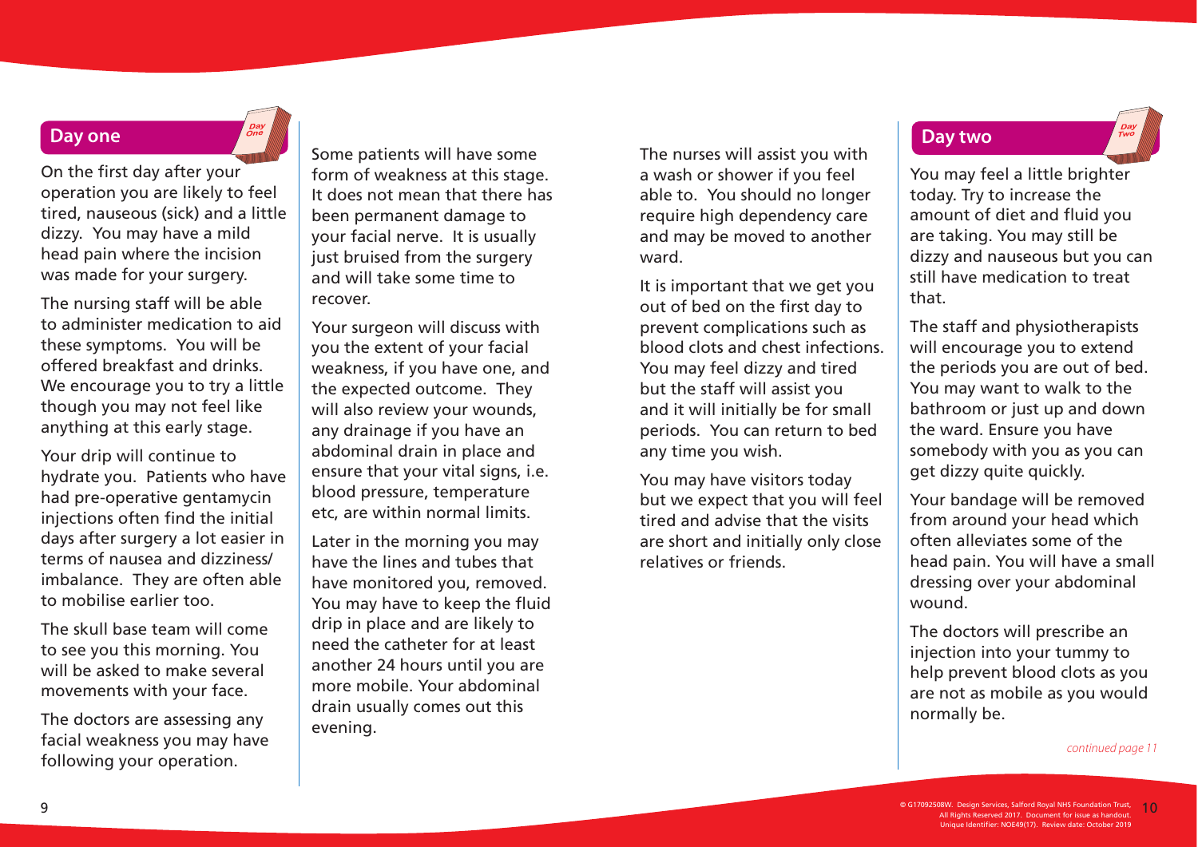## Day one

On the first day after your operation you are likely to feel tired, nauseous (sick) and a little dizzy. You may have a mild head pain where the incision was made for your surgery.

The nursing staff will be able to administer medication to aid these symptoms. You will be offered breakfast and drinks. We encourage you to try a little though you may not feel like anything at this early stage.

Your drip will continue to hydrate you. Patients who have had pre-operative gentamycin injections often find the initial days after surgery a lot easier in terms of nausea and dizziness/imbalance. They are often able to mobilise earlier too.

The skull base team will come to see you this morning. You will be asked to make several movements with your face.

The doctors are assessing any facial weakness you may have following your operation.

Some patients will have some form of weakness at this stage. It does not mean that there has been permanent damage to your facial nerve. It is usually just bruised from the surgery and will take some time to recover.

Your surgeon will discuss with you the extent of your facial weakness, if you have one, and the expected outcome. They will also review your wounds, any drainage if you have an abdominal drain in place and ensure that your vital signs, i.e. blood pressure, temperature etc, are within normal limits.

Later in the morning you may have the lines and tubes that have monitored you, removed. You may have to keep the fluid drip in place and are likely to need the catheter for at least another 24 hours until you are more mobile. Your abdominal drain usually comes out this evening.

The nurses will assist you with a wash or shower if you feel able to. You should no longer require high dependency care and may be moved to another ward.

It is important that we get you out of bed on the first day to prevent complications such as blood clots and chest infections. You may feel dizzy and tired but the staff will assist you and it will initially be for small periods. You can return to bed any time you wish.

You may have visitors today but we expect that you will feel tired and advise that the visits are short and initially only close relatives or friends.

## Day two

You may feel a little brighter today. Try to increase the amount of diet and fluid you are taking. You may still be dizzy and nauseous but you can still have medication to treat that.

The staff and physiotherapists will encourage you to extend the periods you are out of bed. You may want to walk to the bathroom or just up and down the ward. Ensure you have somebody with you as you can get dizzy quite quickly.

Your bandage will be removed from around your head which often alleviates some of the head pain. You will have a small dressing over your abdominal wound.

The doctors will prescribe an injection into your tummy to help prevent blood clots as you are not as mobile as you would normally be.

*continued page 11*

© G17092508W. Design Services, Salford Royal NHS Foundation Trust, All Rights Reserved 2017. Document for issue as handout. Unique Identifier: NOE49(17). Review date: October 2019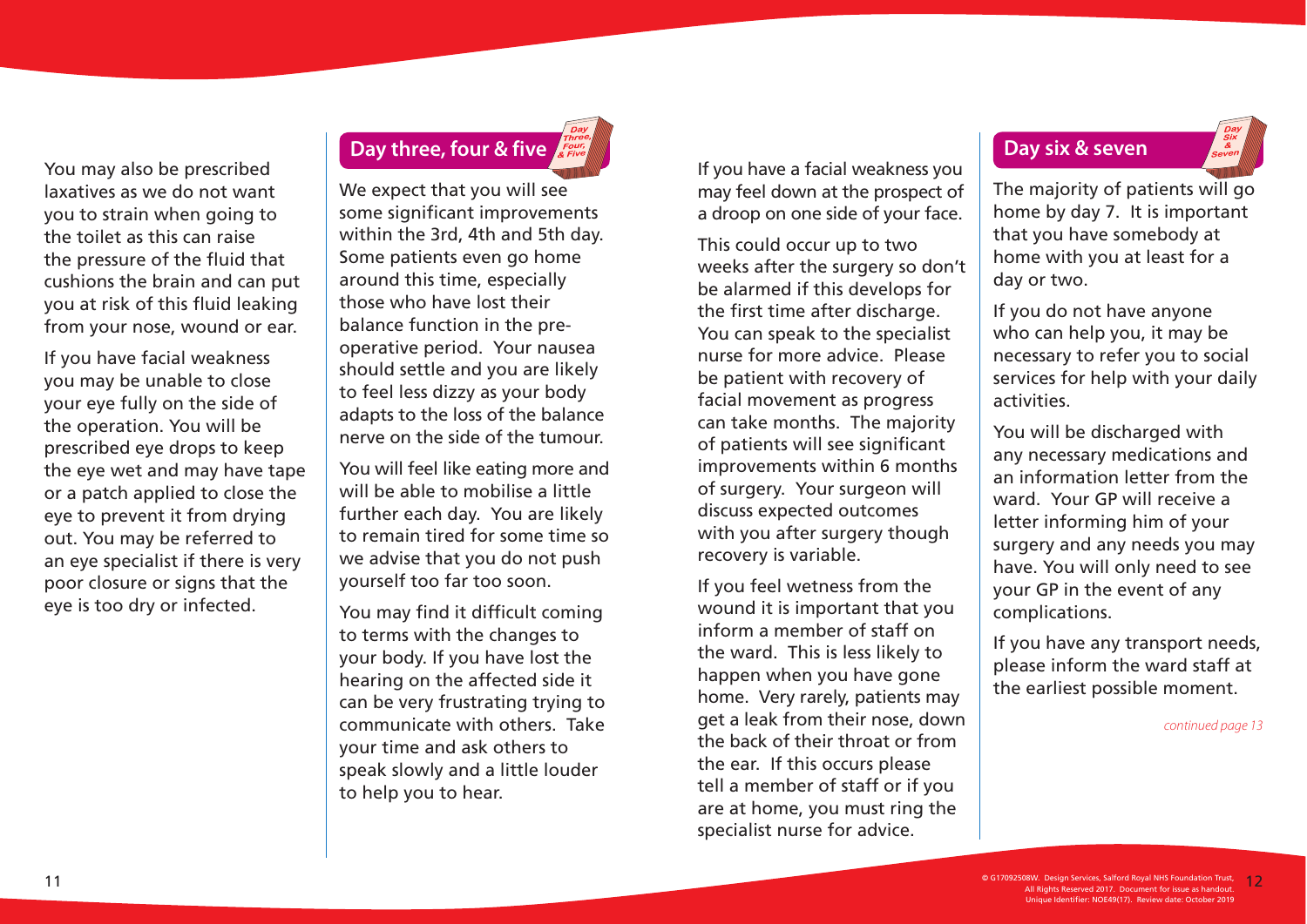You may also be prescribed laxatives as we do not want you to strain when going to the toilet as this can raise the pressure of the fluid that cushions the brain and can put you at risk of this fluid leaking from your nose, wound or ear.

If you have facial weakness you may be unable to close your eye fully on the side of the operation. You will be prescribed eye drops to keep the eye wet and may have tape or a patch applied to close the eye to prevent it from drying out. You may be referred to an eye specialist if there is very poor closure or signs that the eye is too dry or infected.

## Day three, four & five

We expect that you will see some significant improvements within the 3rd, 4th and 5th day. Some patients even go home around this time, especially those who have lost their balance function in the pre-operative period. Your nausea should settle and you are likely to feel less dizzy as your body adapts to the loss of the balance nerve on the side of the tumour.

You will feel like eating more and will be able to mobilise a little further each day. You are likely to remain tired for some time so we advise that you do not push yourself too far too soon.

You may find it difficult coming to terms with the changes to your body. If you have lost the hearing on the affected side it can be very frustrating trying to communicate with others. Take your time and ask others to speak slowly and a little louder to help you to hear.

If you have a facial weakness you may feel down at the prospect of a droop on one side of your face.

This could occur up to two weeks after the surgery so don't be alarmed if this develops for the first time after discharge. You can speak to the specialist nurse for more advice. Please be patient with recovery of facial movement as progress can take months. The majority of patients will see significant improvements within 6 months of surgery. Your surgeon will discuss expected outcomes with you after surgery though recovery is variable.

If you feel wetness from the wound it is important that you inform a member of staff on the ward. This is less likely to happen when you have gone home. Very rarely, patients may get a leak from their nose, down the back of their throat or from the ear. If this occurs please tell a member of staff or if you are at home, you must ring the specialist nurse for advice.

## Day six & seven

The majority of patients will go home by day 7. It is important that you have somebody at home with you at least for a day or two.

If you do not have anyone who can help you, it may be necessary to refer you to social services for help with your daily activities.

You will be discharged with any necessary medications and an information letter from the ward. Your GP will receive a letter informing him of your surgery and any needs you may have. You will only need to see your GP in the event of any complications.

If you have any transport needs, please inform the ward staff at the earliest possible moment.

*continued page 13*

© G17092508W. Design Services, Salford Royal NHS Foundation Trust, All Rights Reserved 2017. Document for issue as handout. Unique Identifier: NOE49(17). Review date: October 2019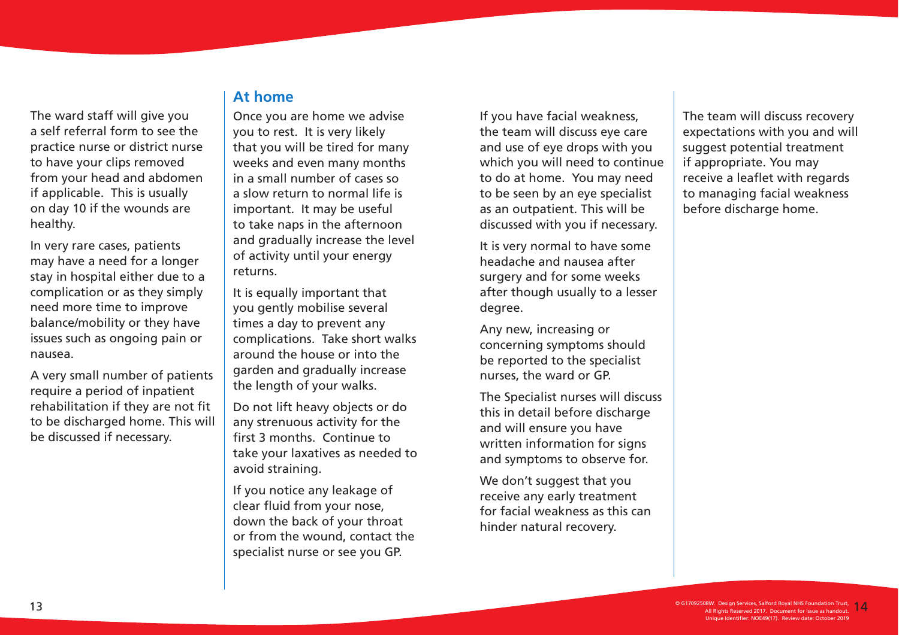The ward staff will give you a self referral form to see the practice nurse or district nurse to have your clips removed from your head and abdomen if applicable. This is usually on day 10 if the wounds are healthy.

In very rare cases, patients may have a need for a longer stay in hospital either due to a complication or as they simply need more time to improve balance/mobility or they have issues such as ongoing pain or nausea.

A very small number of patients require a period of inpatient rehabilitation if they are not fit to be discharged home. This will be discussed if necessary.

## At home

Once you are home we advise you to rest. It is very likely that you will be tired for many weeks and even many months in a small number of cases so a slow return to normal life is important. It may be useful to take naps in the afternoon and gradually increase the level of activity until your energy returns.

It is equally important that you gently mobilise several times a day to prevent any complications. Take short walks around the house or into the garden and gradually increase the length of your walks.

Do not lift heavy objects or do any strenuous activity for the first 3 months. Continue to take your laxatives as needed to avoid straining.

If you notice any leakage of clear fluid from your nose, down the back of your throat or from the wound, contact the specialist nurse or see you GP.

If you have facial weakness, the team will discuss eye care and use of eye drops with you which you will need to continue to do at home. You may need to be seen by an eye specialist as an outpatient. This will be discussed with you if necessary.

It is very normal to have some headache and nausea after surgery and for some weeks after though usually to a lesser degree.

Any new, increasing or concerning symptoms should be reported to the specialist nurses, the ward or GP.

The Specialist nurses will discuss this in detail before discharge and will ensure you have written information for signs and symptoms to observe for.

We don't suggest that you receive any early treatment for facial weakness as this can hinder natural recovery.

The team will discuss recovery expectations with you and will suggest potential treatment if appropriate. You may receive a leaflet with regards to managing facial weakness before discharge home.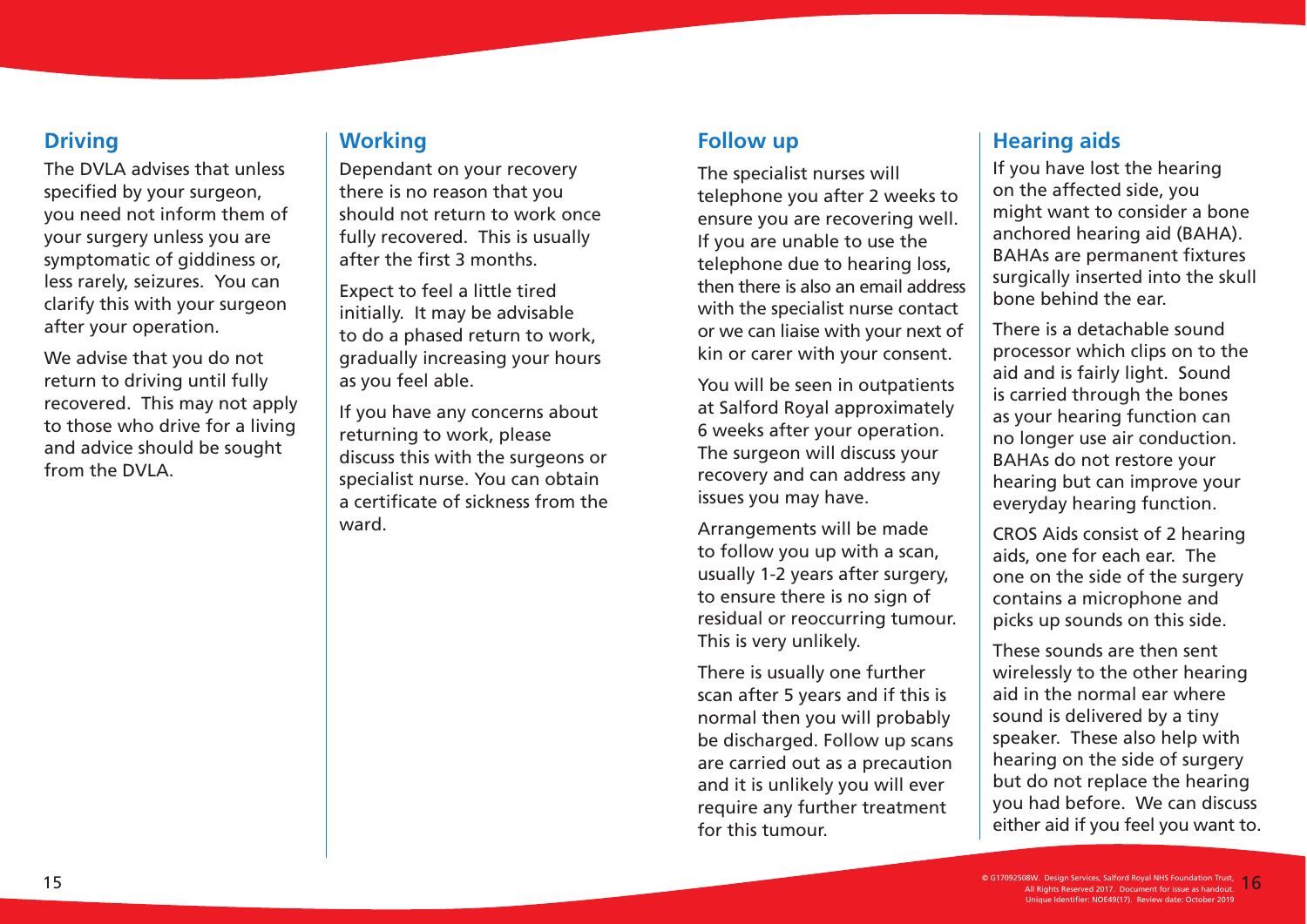## Driving

The DVLA advises that unless specified by your surgeon, you need not inform them of your surgery unless you are symptomatic of giddiness or, less rarely, seizures. You can clarify this with your surgeon after your operation.

We advise that you do not return to driving until fully recovered. This may not apply to those who drive for a living and advice should be sought from the DVLA.

## Working

Dependant on your recovery there is no reason that you should not return to work once fully recovered. This is usually after the first 3 months.

Expect to feel a little tired initially. It may be advisable to do a phased return to work, gradually increasing your hours as you feel able.

If you have any concerns about returning to work, please discuss this with the surgeons or specialist nurse. You can obtain a certificate of sickness from the ward.

## Follow up

The specialist nurses will telephone you after 2 weeks to ensure you are recovering well. If you are unable to use the telephone due to hearing loss, then there is also an email address with the specialist nurse contact or we can liaise with your next of kin or carer with your consent.

You will be seen in outpatients at Salford Royal approximately 6 weeks after your operation. The surgeon will discuss your recovery and can address any issues you may have.

Arrangements will be made to follow you up with a scan, usually 1-2 years after surgery, to ensure there is no sign of residual or reoccurring tumour. This is very unlikely.

There is usually one further scan after 5 years and if this is normal then you will probably be discharged. Follow up scans are carried out as a precaution and it is unlikely you will ever require any further treatment for this tumour.

## Hearing aids

If you have lost the hearing on the affected side, you might want to consider a bone anchored hearing aid (BAHA). BAHAs are permanent fixtures surgically inserted into the skull bone behind the ear.

There is a detachable sound processor which clips on to the aid and is fairly light. Sound is carried through the bones as your hearing function can no longer use air conduction. BAHAs do not restore your hearing but can improve your everyday hearing function.

CROS Aids consist of 2 hearing aids, one for each ear. The one on the side of the surgery contains a microphone and picks up sounds on this side.

These sounds are then sent wirelessly to the other hearing aid in the normal ear where sound is delivered by a tiny speaker. These also help with hearing on the side of surgery but do not replace the hearing you had before. We can discuss either aid if you feel you want to.

© G17092508W. Design Services, Salford Royal NHS Foundation Trust, All Rights Reserved 2017. Document for issue as handout. Unique Identifier: NOE49(17). Review date: October 2019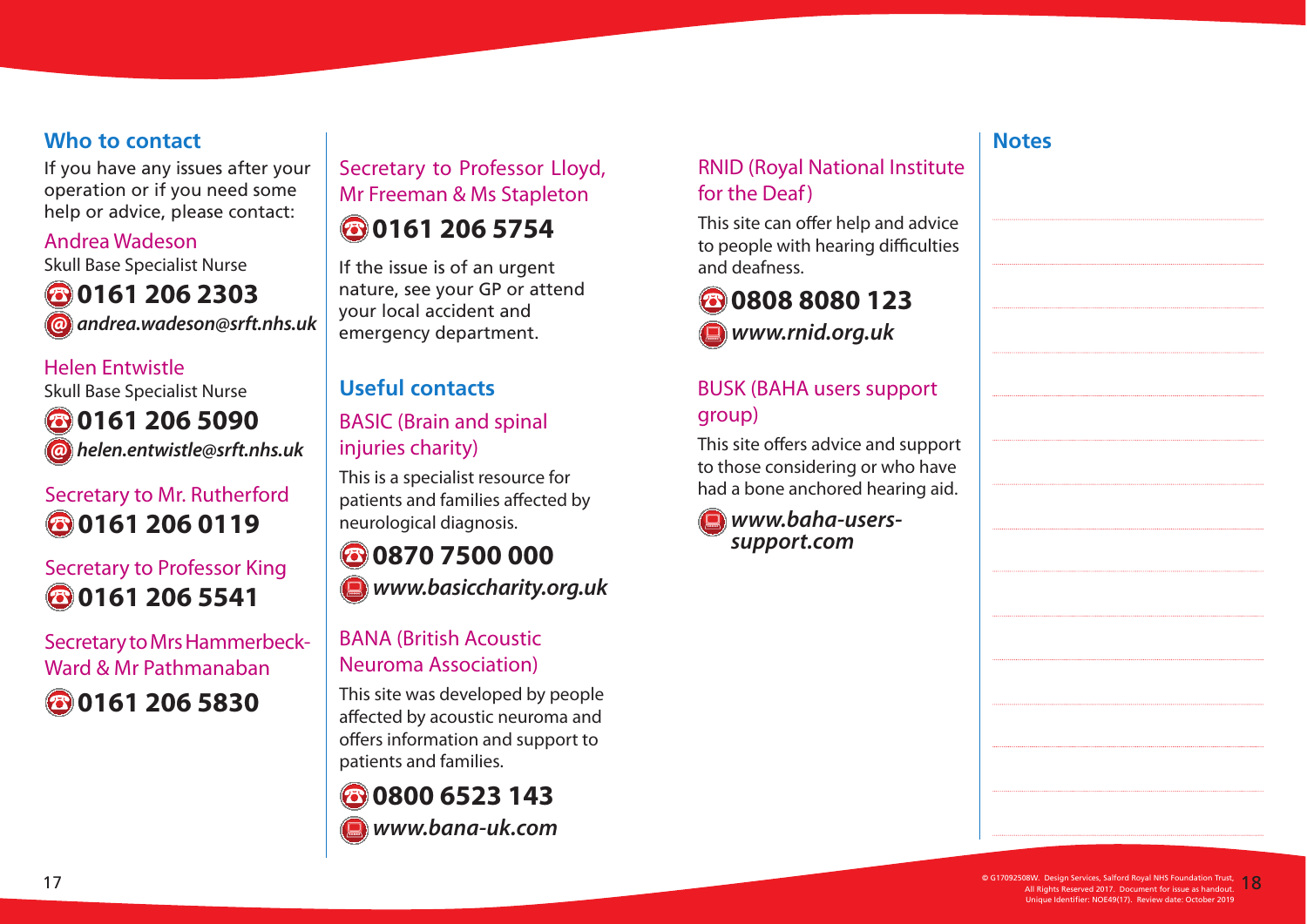## Who to contact

If you have any issues after your operation or if you need some help or advice, please contact:

### Andrea Wadeson

Skull Base Specialist Nurse

**0161 206 2303**

***andrea.wadeson@srft.nhs.uk***

### Helen Entwistle

Skull Base Specialist Nurse

**0161 206 5090**

***helen.entwistle@srft.nhs.uk***

### Secretary to Mr. Rutherford

**0161 206 0119**

### Secretary to Professor King

**0161 206 5541**

### Secretary to Mrs Hammerbeck-Ward & Mr Pathmanaban

**0161 206 5830**

### Secretary to Professor Lloyd, Mr Freeman & Ms Stapleton

**0161 206 5754**

If the issue is of an urgent nature, see your GP or attend your local accident and emergency department.

## Useful contacts

### BASIC (Brain and spinal injuries charity)

This is a specialist resource for patients and families affected by neurological diagnosis.

**0870 7500 000**

***www.basiccharity.org.uk***

### BANA (British Acoustic Neuroma Association)

This site was developed by people affected by acoustic neuroma and offers information and support to patients and families.

**0800 6523 143**

***www.bana-uk.com***

### RNID (Royal National Institute for the Deaf)

This site can offer help and advice to people with hearing difficulties and deafness.

**0808 8080 123**

***www.rnid.org.uk***

### BUSK (BAHA users support group)

This site offers advice and support to those considering or who have had a bone anchored hearing aid.

***www.baha-users-support.com***

## Notes

© G17092508W. Design Services, Salford Royal NHS Foundation Trust, All Rights Reserved 2017. Document for issue as handout. Unique Identifier: NOE49(17). Review date: October 2019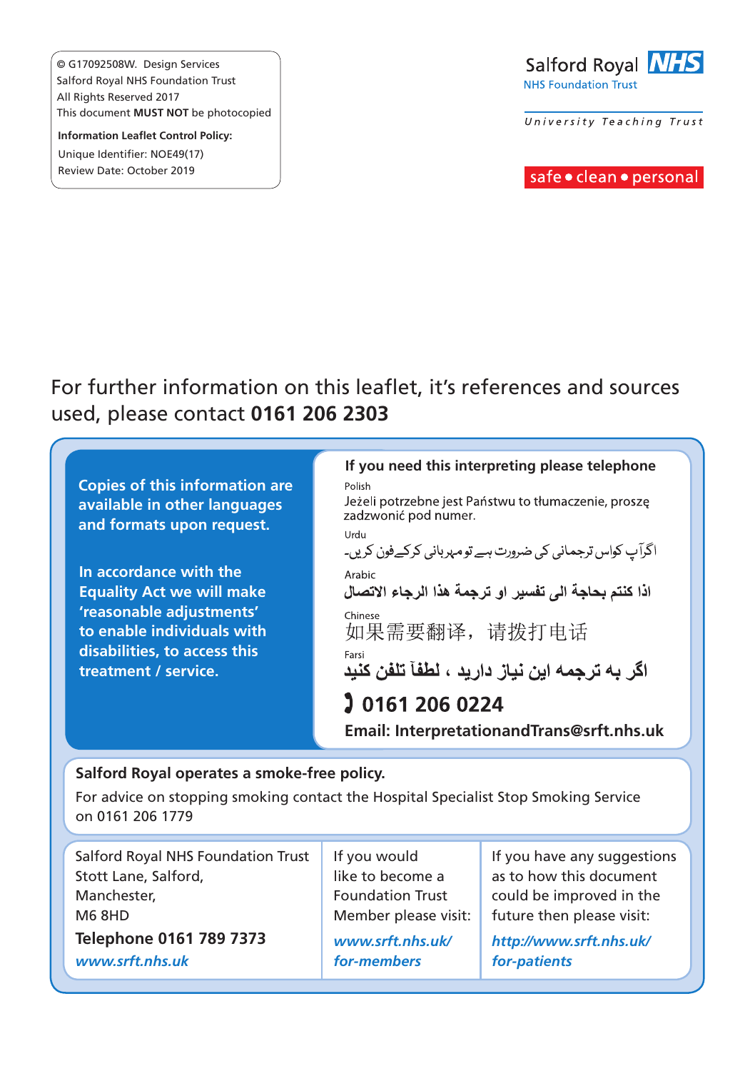© G17092508W. Design Services
Salford Royal NHS Foundation Trust
All Rights Reserved 2017
This document **MUST NOT** be photocopied

**Information Leaflet Control Policy:**
Unique Identifier: NOE49(17)
Review Date: October 2019

Salford Royal NHS
NHS Foundation Trust

University Teaching Trust

safe • clean • personal

For further information on this leaflet, it's references and sources used, please contact **0161 206 2303**

**Copies of this information are available in other languages and formats upon request.**

**In accordance with the Equality Act we will make 'reasonable adjustments' to enable individuals with disabilities, to access this treatment / service.**

**If you need this interpreting please telephone**

Polish
Jeżeli potrzebne jest Państwu to tłumaczenie, proszę zadzwonić pod numer.

Urdu
اگرآپ کواس ترجمانی کی ضرورت ہے تومہربانی کرکےفون کریں۔

Arabic
**اذا كنتم بحاجة الى تفسير او ترجمة هذا الرجاء الاتصال**

Chinese
如果需要翻译，请拨打电话

Farsi
**اگر به ترجمه این نیاز دارید ، لطفاً تلفن کنید**

**0161 206 0224**

**Email: InterpretationandTrans@srft.nhs.uk**

**Salford Royal operates a smoke-free policy.**

For advice on stopping smoking contact the Hospital Specialist Stop Smoking Service on 0161 206 1779

Salford Royal NHS Foundation Trust
Stott Lane, Salford,
Manchester,
M6 8HD

**Telephone 0161 789 7373**

***www.srft.nhs.uk***

If you would like to become a Foundation Trust Member please visit:

***www.srft.nhs.uk/for-members***

If you have any suggestions as to how this document could be improved in the future then please visit:

***http://www.srft.nhs.uk/for-patients***